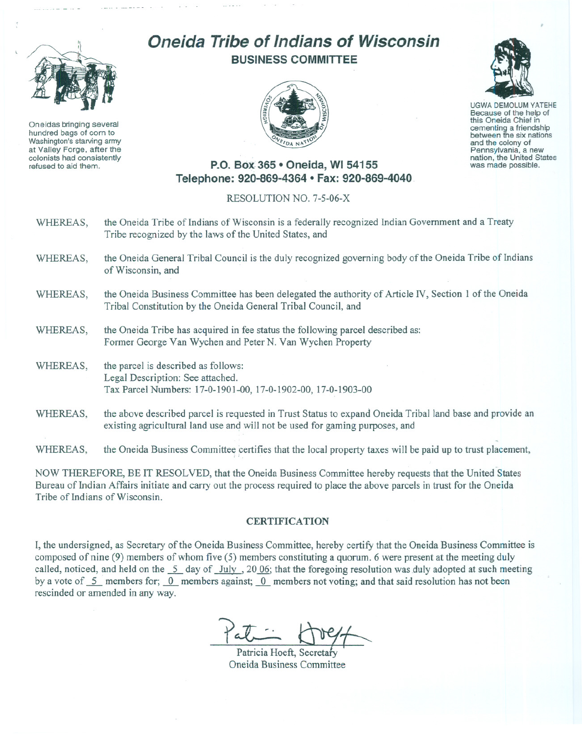# Oneida Tribe of Indians of Wisconsin

## BUSINESS COMMITTEE

Oneidas bringing several hundred bags of corn to Washington's starving army at Valley Forge, after the colonists had consistently refused to aid them.

UGWA DEMOLUM YATEHE
Because of the help of this Oneida Chief in cementing a friendship between the six nations and the colony of Pennsylvania, a new nation, the United States was made possible.

**P.O. Box 365 • Oneida, WI 54155**
**Telephone: 920-869-4364 • Fax: 920-869-4040**

RESOLUTION NO. 7-5-06-X

WHEREAS, the Oneida Tribe of Indians of Wisconsin is a federally recognized Indian Government and a Treaty Tribe recognized by the laws of the United States, and

WHEREAS, the Oneida General Tribal Council is the duly recognized governing body of the Oneida Tribe of Indians of Wisconsin, and

WHEREAS, the Oneida Business Committee has been delegated the authority of Article IV, Section 1 of the Oneida Tribal Constitution by the Oneida General Tribal Council, and

WHEREAS, the Oneida Tribe has acquired in fee status the following parcel described as:
Former George Van Wychen and Peter N. Van Wychen Property

WHEREAS, the parcel is described as follows:
Legal Description: See attached.
Tax Parcel Numbers: 17-0-1901-00, 17-0-1902-00, 17-0-1903-00

WHEREAS, the above described parcel is requested in Trust Status to expand Oneida Tribal land base and provide an existing agricultural land use and will not be used for gaming purposes, and

WHEREAS, the Oneida Business Committee certifies that the local property taxes will be paid up to trust placement,

NOW THEREFORE, BE IT RESOLVED, that the Oneida Business Committee hereby requests that the United States Bureau of Indian Affairs initiate and carry out the process required to place the above parcels in trust for the Oneida Tribe of Indians of Wisconsin.

### CERTIFICATION

I, the undersigned, as Secretary of the Oneida Business Committee, hereby certify that the Oneida Business Committee is composed of nine (9) members of whom five (5) members constituting a quorum. 6 were present at the meeting duly called, noticed, and held on the 5 day of July, 2006; that the foregoing resolution was duly adopted at such meeting by a vote of 5 members for; 0 members against; 0 members not voting; and that said resolution has not been rescinded or amended in any way.

Patricia Hoeft, Secretary
Oneida Business Committee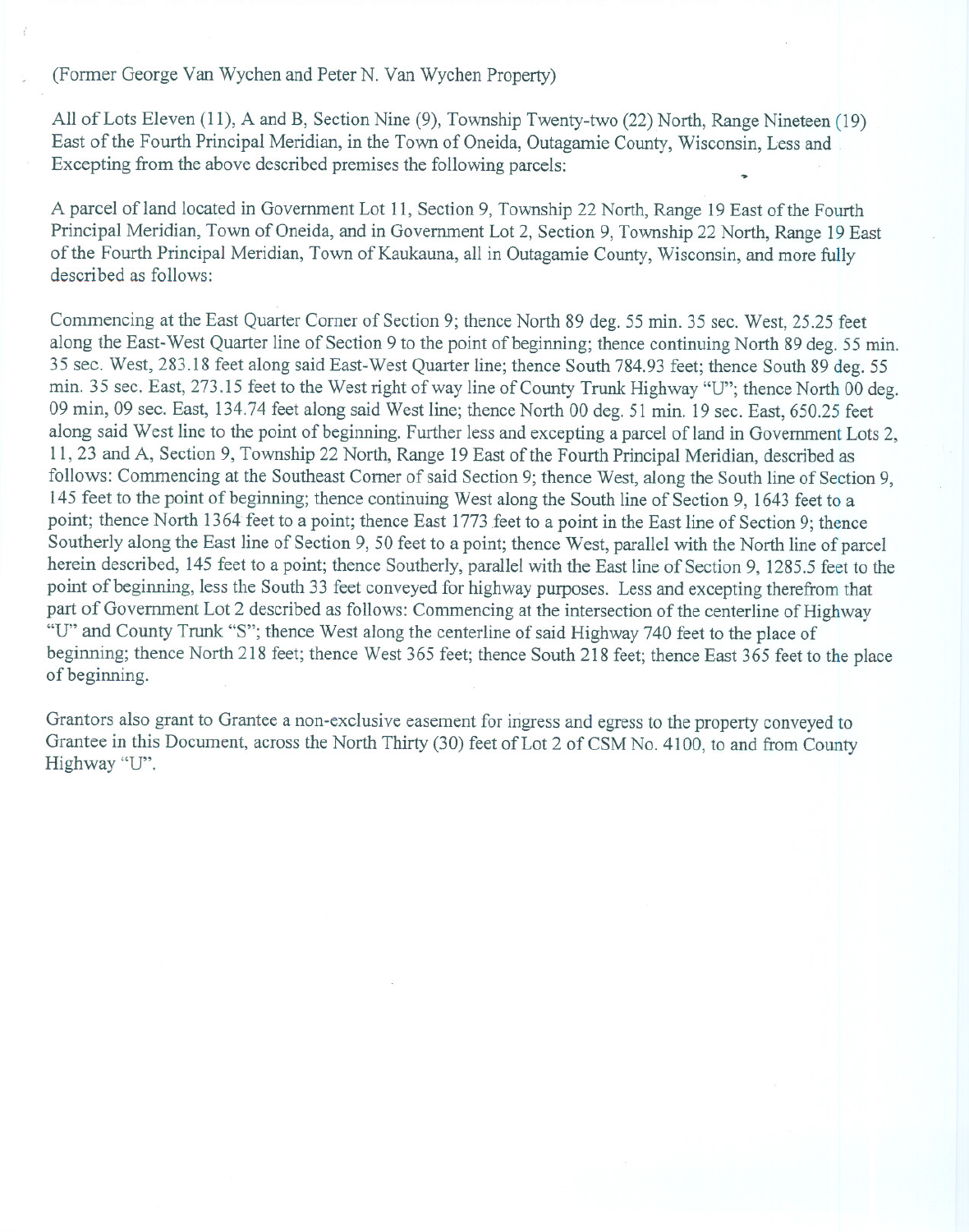(Former George Van Wychen and Peter N. Van Wychen Property)

All of Lots Eleven (11), A and B, Section Nine (9), Township Twenty-two (22) North, Range Nineteen (19) East of the Fourth Principal Meridian, in the Town of Oneida, Outagamie County, Wisconsin, Less and Excepting from the above described premises the following parcels:

A parcel of land located in Government Lot 11, Section 9, Township 22 North, Range 19 East of the Fourth Principal Meridian, Town of Oneida, and in Government Lot 2, Section 9, Township 22 North, Range 19 East of the Fourth Principal Meridian, Town of Kaukauna, all in Outagamie County, Wisconsin, and more fully described as follows:

Commencing at the East Quarter Corner of Section 9; thence North 89 deg. 55 min. 35 sec. West, 25.25 feet along the East-West Quarter line of Section 9 to the point of beginning; thence continuing North 89 deg. 55 min. 35 sec. West, 283.18 feet along said East-West Quarter line; thence South 784.93 feet; thence South 89 deg. 55 min. 35 sec. East, 273.15 feet to the West right of way line of County Trunk Highway "U"; thence North 00 deg. 09 min, 09 sec. East, 134.74 feet along said West line; thence North 00 deg. 51 min. 19 sec. East, 650.25 feet along said West line to the point of beginning. Further less and excepting a parcel of land in Government Lots 2, 11, 23 and A, Section 9, Township 22 North, Range 19 East of the Fourth Principal Meridian, described as follows: Commencing at the Southeast Corner of said Section 9; thence West, along the South line of Section 9, 145 feet to the point of beginning; thence continuing West along the South line of Section 9, 1643 feet to a point; thence North 1364 feet to a point; thence East 1773 feet to a point in the East line of Section 9; thence Southerly along the East line of Section 9, 50 feet to a point; thence West, parallel with the North line of parcel herein described, 145 feet to a point; thence Southerly, parallel with the East line of Section 9, 1285.5 feet to the point of beginning, less the South 33 feet conveyed for highway purposes. Less and excepting therefrom that part of Government Lot 2 described as follows: Commencing at the intersection of the centerline of Highway "U" and County Trunk "S"; thence West along the centerline of said Highway 740 feet to the place of beginning; thence North 218 feet; thence West 365 feet; thence South 218 feet; thence East 365 feet to the place of beginning.

Grantors also grant to Grantee a non-exclusive easement for ingress and egress to the property conveyed to Grantee in this Document, across the North Thirty (30) feet of Lot 2 of CSM No. 4100, to and from County Highway "U".